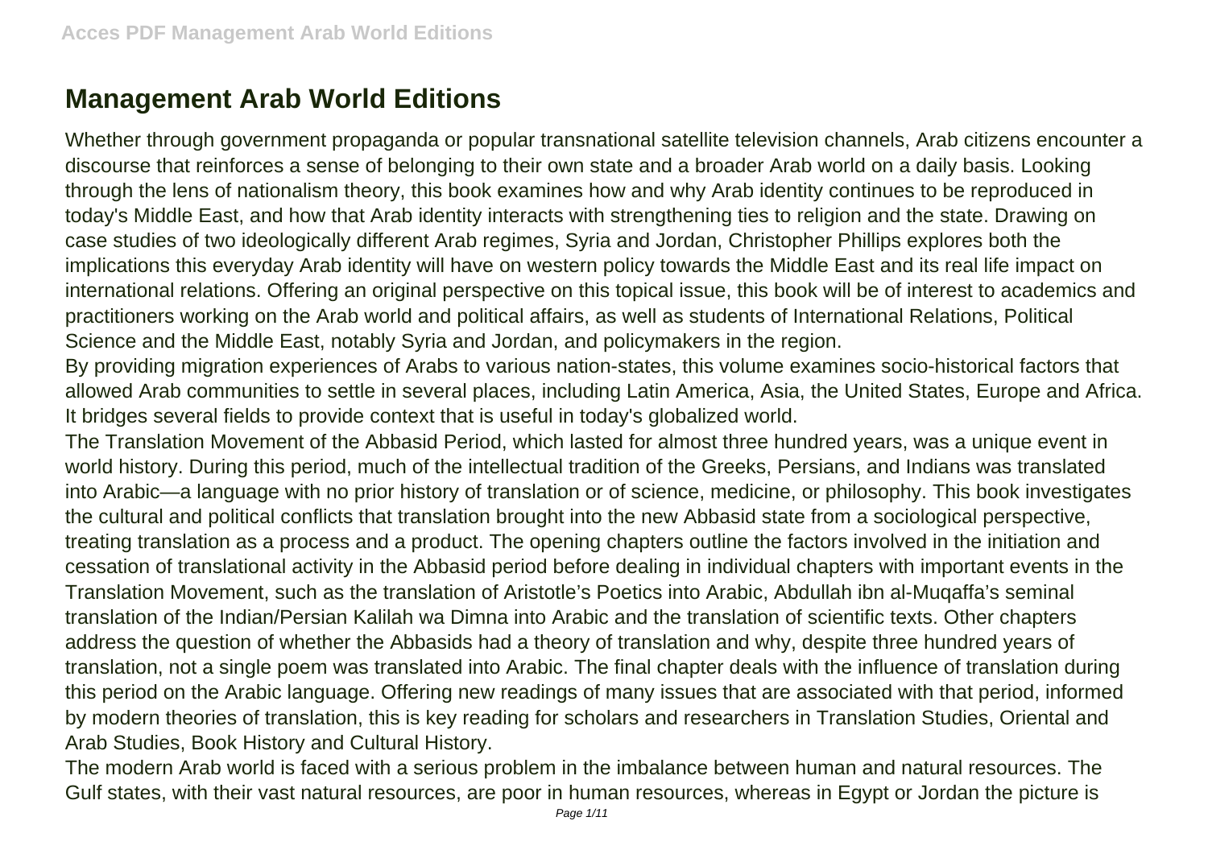# Management Arab World Editions

Whether through government propaganda or popular transnational satellite television channels, Arab citizens encounter a discourse that reinforces a sense of belonging to their own state and a broader Arab world on a daily basis. Looking through the lens of nationalism theory, this book examines how and why Arab identity continues to be reproduced in today's Middle East, and how that Arab identity interacts with strengthening ties to religion and the state. Drawing on case studies of two ideologically different Arab regimes, Syria and Jordan, Christopher Phillips explores both the implications this everyday Arab identity will have on western policy towards the Middle East and its real life impact on international relations. Offering an original perspective on this topical issue, this book will be of interest to academics and practitioners working on the Arab world and political affairs, as well as students of International Relations, Political Science and the Middle East, notably Syria and Jordan, and policymakers in the region.

By providing migration experiences of Arabs to various nation-states, this volume examines socio-historical factors that allowed Arab communities to settle in several places, including Latin America, Asia, the United States, Europe and Africa. It bridges several fields to provide context that is useful in today's globalized world.

The Translation Movement of the Abbasid Period, which lasted for almost three hundred years, was a unique event in world history. During this period, much of the intellectual tradition of the Greeks, Persians, and Indians was translated into Arabic—a language with no prior history of translation or of science, medicine, or philosophy. This book investigates the cultural and political conflicts that translation brought into the new Abbasid state from a sociological perspective, treating translation as a process and a product. The opening chapters outline the factors involved in the initiation and cessation of translational activity in the Abbasid period before dealing in individual chapters with important events in the Translation Movement, such as the translation of Aristotle's Poetics into Arabic, Abdullah ibn al-Muqaffa's seminal translation of the Indian/Persian Kalilah wa Dimna into Arabic and the translation of scientific texts. Other chapters address the question of whether the Abbasids had a theory of translation and why, despite three hundred years of translation, not a single poem was translated into Arabic. The final chapter deals with the influence of translation during this period on the Arabic language. Offering new readings of many issues that are associated with that period, informed by modern theories of translation, this is key reading for scholars and researchers in Translation Studies, Oriental and Arab Studies, Book History and Cultural History.

The modern Arab world is faced with a serious problem in the imbalance between human and natural resources. The Gulf states, with their vast natural resources, are poor in human resources, whereas in Egypt or Jordan the picture is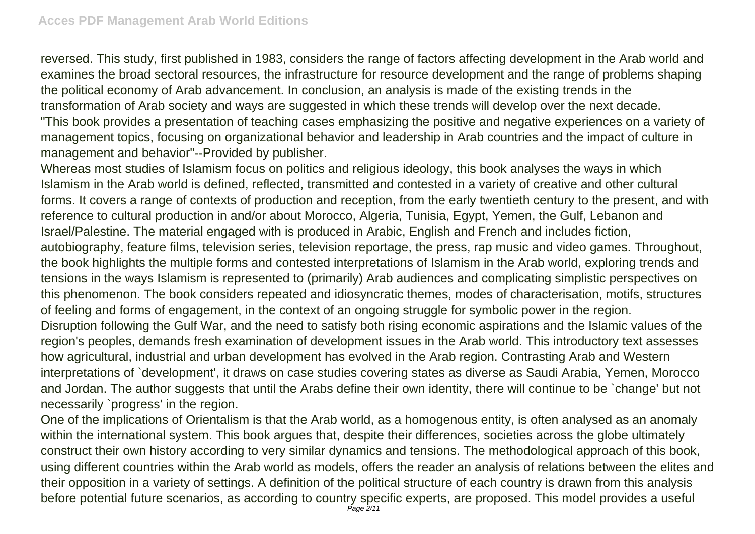reversed. This study, first published in 1983, considers the range of factors affecting development in the Arab world and examines the broad sectoral resources, the infrastructure for resource development and the range of problems shaping the political economy of Arab advancement. In conclusion, an analysis is made of the existing trends in the transformation of Arab society and ways are suggested in which these trends will develop over the next decade.

"This book provides a presentation of teaching cases emphasizing the positive and negative experiences on a variety of management topics, focusing on organizational behavior and leadership in Arab countries and the impact of culture in management and behavior"--Provided by publisher.

Whereas most studies of Islamism focus on politics and religious ideology, this book analyses the ways in which Islamism in the Arab world is defined, reflected, transmitted and contested in a variety of creative and other cultural forms. It covers a range of contexts of production and reception, from the early twentieth century to the present, and with reference to cultural production in and/or about Morocco, Algeria, Tunisia, Egypt, Yemen, the Gulf, Lebanon and Israel/Palestine. The material engaged with is produced in Arabic, English and French and includes fiction, autobiography, feature films, television series, television reportage, the press, rap music and video games. Throughout, the book highlights the multiple forms and contested interpretations of Islamism in the Arab world, exploring trends and tensions in the ways Islamism is represented to (primarily) Arab audiences and complicating simplistic perspectives on this phenomenon. The book considers repeated and idiosyncratic themes, modes of characterisation, motifs, structures of feeling and forms of engagement, in the context of an ongoing struggle for symbolic power in the region.

Disruption following the Gulf War, and the need to satisfy both rising economic aspirations and the Islamic values of the region's peoples, demands fresh examination of development issues in the Arab world. This introductory text assesses how agricultural, industrial and urban development has evolved in the Arab region. Contrasting Arab and Western interpretations of `development', it draws on case studies covering states as diverse as Saudi Arabia, Yemen, Morocco and Jordan. The author suggests that until the Arabs define their own identity, there will continue to be `change' but not necessarily `progress' in the region.

One of the implications of Orientalism is that the Arab world, as a homogenous entity, is often analysed as an anomaly within the international system. This book argues that, despite their differences, societies across the globe ultimately construct their own history according to very similar dynamics and tensions. The methodological approach of this book, using different countries within the Arab world as models, offers the reader an analysis of relations between the elites and their opposition in a variety of settings. A definition of the political structure of each country is drawn from this analysis before potential future scenarios, as according to country specific experts, are proposed. This model provides a useful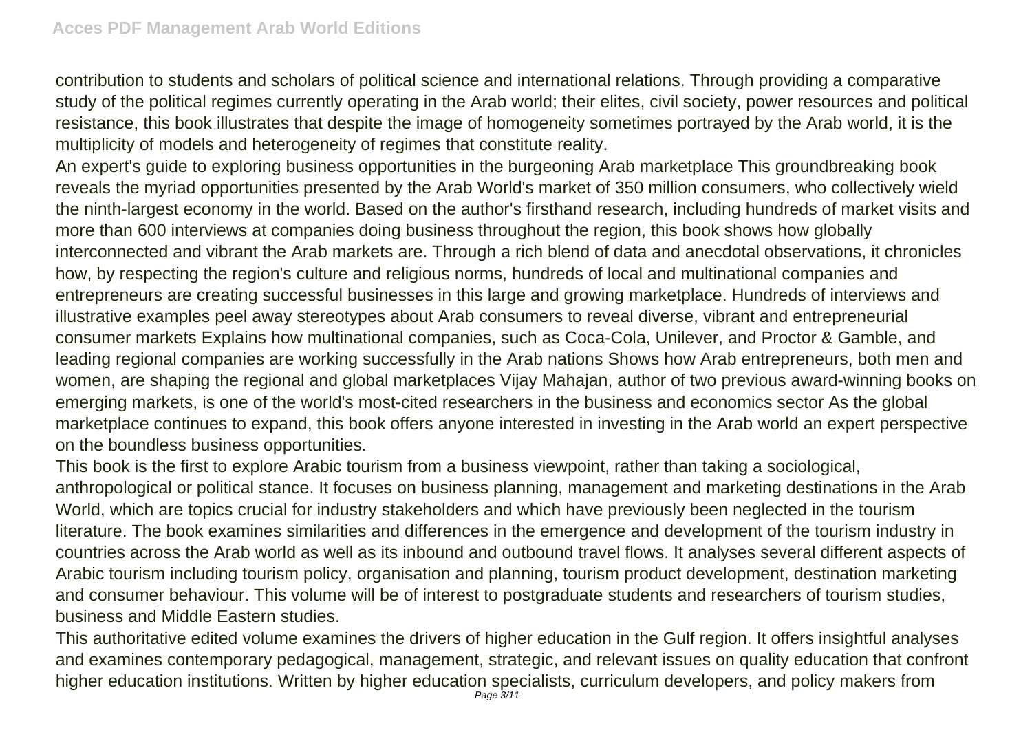contribution to students and scholars of political science and international relations. Through providing a comparative study of the political regimes currently operating in the Arab world; their elites, civil society, power resources and political resistance, this book illustrates that despite the image of homogeneity sometimes portrayed by the Arab world, it is the multiplicity of models and heterogeneity of regimes that constitute reality.

An expert's guide to exploring business opportunities in the burgeoning Arab marketplace This groundbreaking book reveals the myriad opportunities presented by the Arab World's market of 350 million consumers, who collectively wield the ninth-largest economy in the world. Based on the author's firsthand research, including hundreds of market visits and more than 600 interviews at companies doing business throughout the region, this book shows how globally interconnected and vibrant the Arab markets are. Through a rich blend of data and anecdotal observations, it chronicles how, by respecting the region's culture and religious norms, hundreds of local and multinational companies and entrepreneurs are creating successful businesses in this large and growing marketplace. Hundreds of interviews and illustrative examples peel away stereotypes about Arab consumers to reveal diverse, vibrant and entrepreneurial consumer markets Explains how multinational companies, such as Coca-Cola, Unilever, and Proctor & Gamble, and leading regional companies are working successfully in the Arab nations Shows how Arab entrepreneurs, both men and women, are shaping the regional and global marketplaces Vijay Mahajan, author of two previous award-winning books on emerging markets, is one of the world's most-cited researchers in the business and economics sector As the global marketplace continues to expand, this book offers anyone interested in investing in the Arab world an expert perspective on the boundless business opportunities.

This book is the first to explore Arabic tourism from a business viewpoint, rather than taking a sociological, anthropological or political stance. It focuses on business planning, management and marketing destinations in the Arab World, which are topics crucial for industry stakeholders and which have previously been neglected in the tourism literature. The book examines similarities and differences in the emergence and development of the tourism industry in countries across the Arab world as well as its inbound and outbound travel flows. It analyses several different aspects of Arabic tourism including tourism policy, organisation and planning, tourism product development, destination marketing and consumer behaviour. This volume will be of interest to postgraduate students and researchers of tourism studies, business and Middle Eastern studies.

This authoritative edited volume examines the drivers of higher education in the Gulf region. It offers insightful analyses and examines contemporary pedagogical, management, strategic, and relevant issues on quality education that confront higher education institutions. Written by higher education specialists, curriculum developers, and policy makers from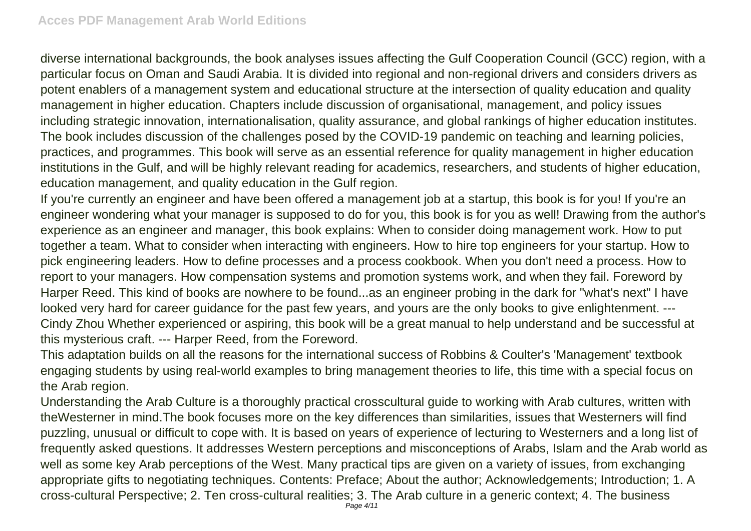diverse international backgrounds, the book analyses issues affecting the Gulf Cooperation Council (GCC) region, with a particular focus on Oman and Saudi Arabia. It is divided into regional and non-regional drivers and considers drivers as potent enablers of a management system and educational structure at the intersection of quality education and quality management in higher education. Chapters include discussion of organisational, management, and policy issues including strategic innovation, internationalisation, quality assurance, and global rankings of higher education institutes. The book includes discussion of the challenges posed by the COVID-19 pandemic on teaching and learning policies, practices, and programmes. This book will serve as an essential reference for quality management in higher education institutions in the Gulf, and will be highly relevant reading for academics, researchers, and students of higher education, education management, and quality education in the Gulf region.

If you're currently an engineer and have been offered a management job at a startup, this book is for you! If you're an engineer wondering what your manager is supposed to do for you, this book is for you as well! Drawing from the author's experience as an engineer and manager, this book explains: When to consider doing management work. How to put together a team. What to consider when interacting with engineers. How to hire top engineers for your startup. How to pick engineering leaders. How to define processes and a process cookbook. When you don't need a process. How to report to your managers. How compensation systems and promotion systems work, and when they fail. Foreword by Harper Reed. This kind of books are nowhere to be found...as an engineer probing in the dark for "what's next" I have looked very hard for career guidance for the past few years, and yours are the only books to give enlightenment. --- Cindy Zhou Whether experienced or aspiring, this book will be a great manual to help understand and be successful at this mysterious craft. --- Harper Reed, from the Foreword.

This adaptation builds on all the reasons for the international success of Robbins & Coulter's 'Management' textbook engaging students by using real-world examples to bring management theories to life, this time with a special focus on the Arab region.

Understanding the Arab Culture is a thoroughly practical crosscultural guide to working with Arab cultures, written with theWesterner in mind.The book focuses more on the key differences than similarities, issues that Westerners will find puzzling, unusual or difficult to cope with. It is based on years of experience of lecturing to Westerners and a long list of frequently asked questions. It addresses Western perceptions and misconceptions of Arabs, Islam and the Arab world as well as some key Arab perceptions of the West. Many practical tips are given on a variety of issues, from exchanging appropriate gifts to negotiating techniques. Contents: Preface; About the author; Acknowledgements; Introduction; 1. A cross-cultural Perspective; 2. Ten cross-cultural realities; 3. The Arab culture in a generic context; 4. The business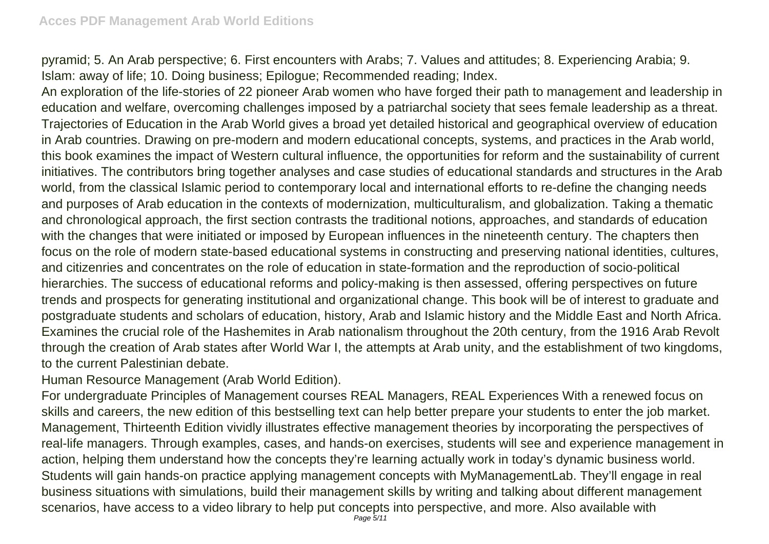pyramid; 5. An Arab perspective; 6. First encounters with Arabs; 7. Values and attitudes; 8. Experiencing Arabia; 9. Islam: away of life; 10. Doing business; Epilogue; Recommended reading; Index.

An exploration of the life-stories of 22 pioneer Arab women who have forged their path to management and leadership in education and welfare, overcoming challenges imposed by a patriarchal society that sees female leadership as a threat.

Trajectories of Education in the Arab World gives a broad yet detailed historical and geographical overview of education in Arab countries. Drawing on pre-modern and modern educational concepts, systems, and practices in the Arab world, this book examines the impact of Western cultural influence, the opportunities for reform and the sustainability of current initiatives. The contributors bring together analyses and case studies of educational standards and structures in the Arab world, from the classical Islamic period to contemporary local and international efforts to re-define the changing needs and purposes of Arab education in the contexts of modernization, multiculturalism, and globalization. Taking a thematic and chronological approach, the first section contrasts the traditional notions, approaches, and standards of education with the changes that were initiated or imposed by European influences in the nineteenth century. The chapters then focus on the role of modern state-based educational systems in constructing and preserving national identities, cultures, and citizenries and concentrates on the role of education in state-formation and the reproduction of socio-political hierarchies. The success of educational reforms and policy-making is then assessed, offering perspectives on future trends and prospects for generating institutional and organizational change. This book will be of interest to graduate and postgraduate students and scholars of education, history, Arab and Islamic history and the Middle East and North Africa.

Examines the crucial role of the Hashemites in Arab nationalism throughout the 20th century, from the 1916 Arab Revolt through the creation of Arab states after World War I, the attempts at Arab unity, and the establishment of two kingdoms, to the current Palestinian debate.

Human Resource Management (Arab World Edition).

For undergraduate Principles of Management courses REAL Managers, REAL Experiences With a renewed focus on skills and careers, the new edition of this bestselling text can help better prepare your students to enter the job market. Management, Thirteenth Edition vividly illustrates effective management theories by incorporating the perspectives of real-life managers. Through examples, cases, and hands-on exercises, students will see and experience management in action, helping them understand how the concepts they're learning actually work in today's dynamic business world. Students will gain hands-on practice applying management concepts with MyManagementLab. They'll engage in real business situations with simulations, build their management skills by writing and talking about different management scenarios, have access to a video library to help put concepts into perspective, and more. Also available with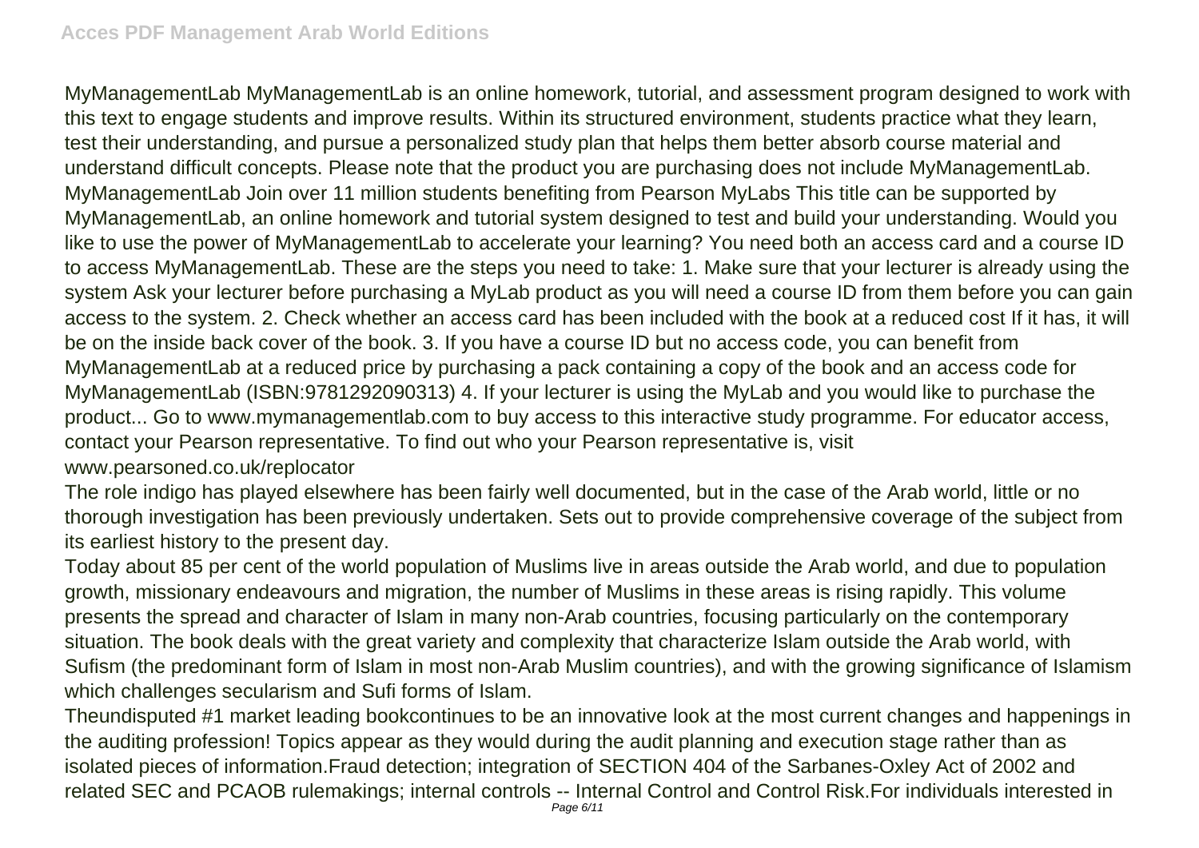MyManagementLab MyManagementLab is an online homework, tutorial, and assessment program designed to work with this text to engage students and improve results. Within its structured environment, students practice what they learn, test their understanding, and pursue a personalized study plan that helps them better absorb course material and understand difficult concepts. Please note that the product you are purchasing does not include MyManagementLab. MyManagementLab Join over 11 million students benefiting from Pearson MyLabs This title can be supported by MyManagementLab, an online homework and tutorial system designed to test and build your understanding. Would you like to use the power of MyManagementLab to accelerate your learning? You need both an access card and a course ID to access MyManagementLab. These are the steps you need to take: 1. Make sure that your lecturer is already using the system Ask your lecturer before purchasing a MyLab product as you will need a course ID from them before you can gain access to the system. 2. Check whether an access card has been included with the book at a reduced cost If it has, it will be on the inside back cover of the book. 3. If you have a course ID but no access code, you can benefit from MyManagementLab at a reduced price by purchasing a pack containing a copy of the book and an access code for MyManagementLab (ISBN:9781292090313) 4. If your lecturer is using the MyLab and you would like to purchase the product... Go to www.mymanagementlab.com to buy access to this interactive study programme. For educator access, contact your Pearson representative. To find out who your Pearson representative is, visit www.pearsoned.co.uk/replocator

The role indigo has played elsewhere has been fairly well documented, but in the case of the Arab world, little or no thorough investigation has been previously undertaken. Sets out to provide comprehensive coverage of the subject from its earliest history to the present day.

Today about 85 per cent of the world population of Muslims live in areas outside the Arab world, and due to population growth, missionary endeavours and migration, the number of Muslims in these areas is rising rapidly. This volume presents the spread and character of Islam in many non-Arab countries, focusing particularly on the contemporary situation. The book deals with the great variety and complexity that characterize Islam outside the Arab world, with Sufism (the predominant form of Islam in most non-Arab Muslim countries), and with the growing significance of Islamism which challenges secularism and Sufi forms of Islam.

Theundisputed #1 market leading bookcontinues to be an innovative look at the most current changes and happenings in the auditing profession! Topics appear as they would during the audit planning and execution stage rather than as isolated pieces of information.Fraud detection; integration of SECTION 404 of the Sarbanes-Oxley Act of 2002 and related SEC and PCAOB rulemakings; internal controls -- Internal Control and Control Risk.For individuals interested in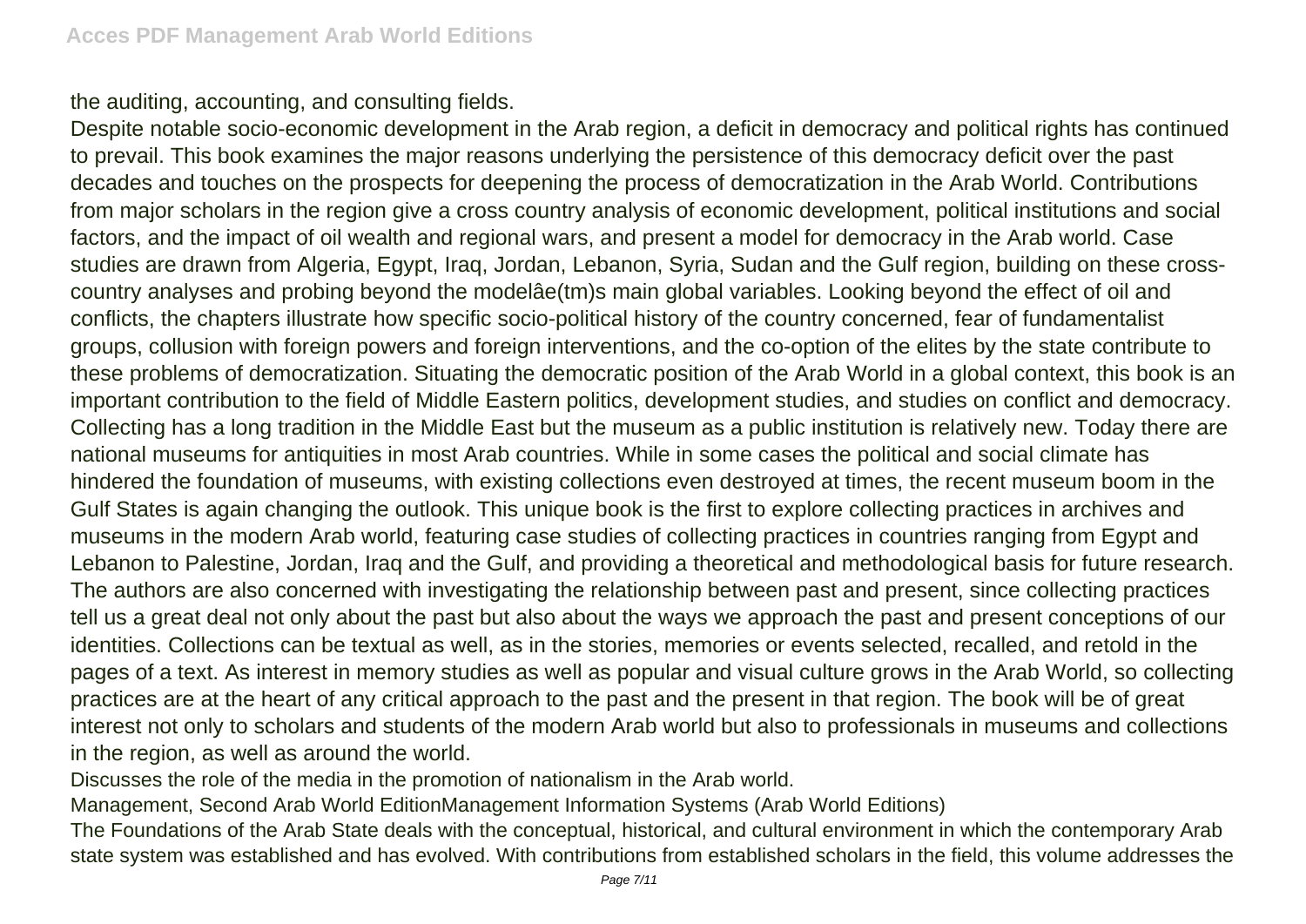the auditing, accounting, and consulting fields.

Despite notable socio-economic development in the Arab region, a deficit in democracy and political rights has continued to prevail. This book examines the major reasons underlying the persistence of this democracy deficit over the past decades and touches on the prospects for deepening the process of democratization in the Arab World. Contributions from major scholars in the region give a cross country analysis of economic development, political institutions and social factors, and the impact of oil wealth and regional wars, and present a model for democracy in the Arab world. Case studies are drawn from Algeria, Egypt, Iraq, Jordan, Lebanon, Syria, Sudan and the Gulf region, building on these cross-country analyses and probing beyond the modelâe(tm)s main global variables. Looking beyond the effect of oil and conflicts, the chapters illustrate how specific socio-political history of the country concerned, fear of fundamentalist groups, collusion with foreign powers and foreign interventions, and the co-option of the elites by the state contribute to these problems of democratization. Situating the democratic position of the Arab World in a global context, this book is an important contribution to the field of Middle Eastern politics, development studies, and studies on conflict and democracy.

Collecting has a long tradition in the Middle East but the museum as a public institution is relatively new. Today there are national museums for antiquities in most Arab countries. While in some cases the political and social climate has hindered the foundation of museums, with existing collections even destroyed at times, the recent museum boom in the Gulf States is again changing the outlook. This unique book is the first to explore collecting practices in archives and museums in the modern Arab world, featuring case studies of collecting practices in countries ranging from Egypt and Lebanon to Palestine, Jordan, Iraq and the Gulf, and providing a theoretical and methodological basis for future research. The authors are also concerned with investigating the relationship between past and present, since collecting practices tell us a great deal not only about the past but also about the ways we approach the past and present conceptions of our identities. Collections can be textual as well, as in the stories, memories or events selected, recalled, and retold in the pages of a text. As interest in memory studies as well as popular and visual culture grows in the Arab World, so collecting practices are at the heart of any critical approach to the past and the present in that region. The book will be of great interest not only to scholars and students of the modern Arab world but also to professionals in museums and collections in the region, as well as around the world.

Discusses the role of the media in the promotion of nationalism in the Arab world.

Management, Second Arab World EditionManagement Information Systems (Arab World Editions)

The Foundations of the Arab State deals with the conceptual, historical, and cultural environment in which the contemporary Arab state system was established and has evolved. With contributions from established scholars in the field, this volume addresses the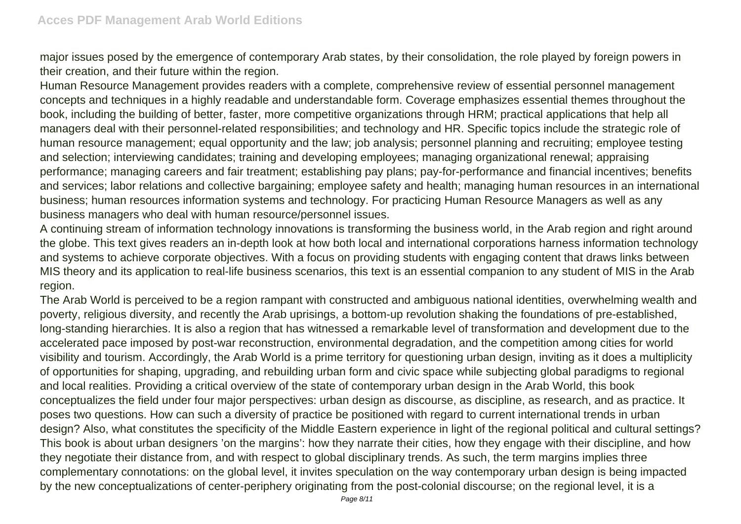major issues posed by the emergence of contemporary Arab states, by their consolidation, the role played by foreign powers in their creation, and their future within the region.

Human Resource Management provides readers with a complete, comprehensive review of essential personnel management concepts and techniques in a highly readable and understandable form. Coverage emphasizes essential themes throughout the book, including the building of better, faster, more competitive organizations through HRM; practical applications that help all managers deal with their personnel-related responsibilities; and technology and HR. Specific topics include the strategic role of human resource management; equal opportunity and the law; job analysis; personnel planning and recruiting; employee testing and selection; interviewing candidates; training and developing employees; managing organizational renewal; appraising performance; managing careers and fair treatment; establishing pay plans; pay-for-performance and financial incentives; benefits and services; labor relations and collective bargaining; employee safety and health; managing human resources in an international business; human resources information systems and technology. For practicing Human Resource Managers as well as any business managers who deal with human resource/personnel issues.

A continuing stream of information technology innovations is transforming the business world, in the Arab region and right around the globe. This text gives readers an in-depth look at how both local and international corporations harness information technology and systems to achieve corporate objectives. With a focus on providing students with engaging content that draws links between MIS theory and its application to real-life business scenarios, this text is an essential companion to any student of MIS in the Arab region.

The Arab World is perceived to be a region rampant with constructed and ambiguous national identities, overwhelming wealth and poverty, religious diversity, and recently the Arab uprisings, a bottom-up revolution shaking the foundations of pre-established, long-standing hierarchies. It is also a region that has witnessed a remarkable level of transformation and development due to the accelerated pace imposed by post-war reconstruction, environmental degradation, and the competition among cities for world visibility and tourism. Accordingly, the Arab World is a prime territory for questioning urban design, inviting as it does a multiplicity of opportunities for shaping, upgrading, and rebuilding urban form and civic space while subjecting global paradigms to regional and local realities. Providing a critical overview of the state of contemporary urban design in the Arab World, this book conceptualizes the field under four major perspectives: urban design as discourse, as discipline, as research, and as practice. It poses two questions. How can such a diversity of practice be positioned with regard to current international trends in urban design? Also, what constitutes the specificity of the Middle Eastern experience in light of the regional political and cultural settings? This book is about urban designers 'on the margins': how they narrate their cities, how they engage with their discipline, and how they negotiate their distance from, and with respect to global disciplinary trends. As such, the term margins implies three complementary connotations: on the global level, it invites speculation on the way contemporary urban design is being impacted by the new conceptualizations of center-periphery originating from the post-colonial discourse; on the regional level, it is a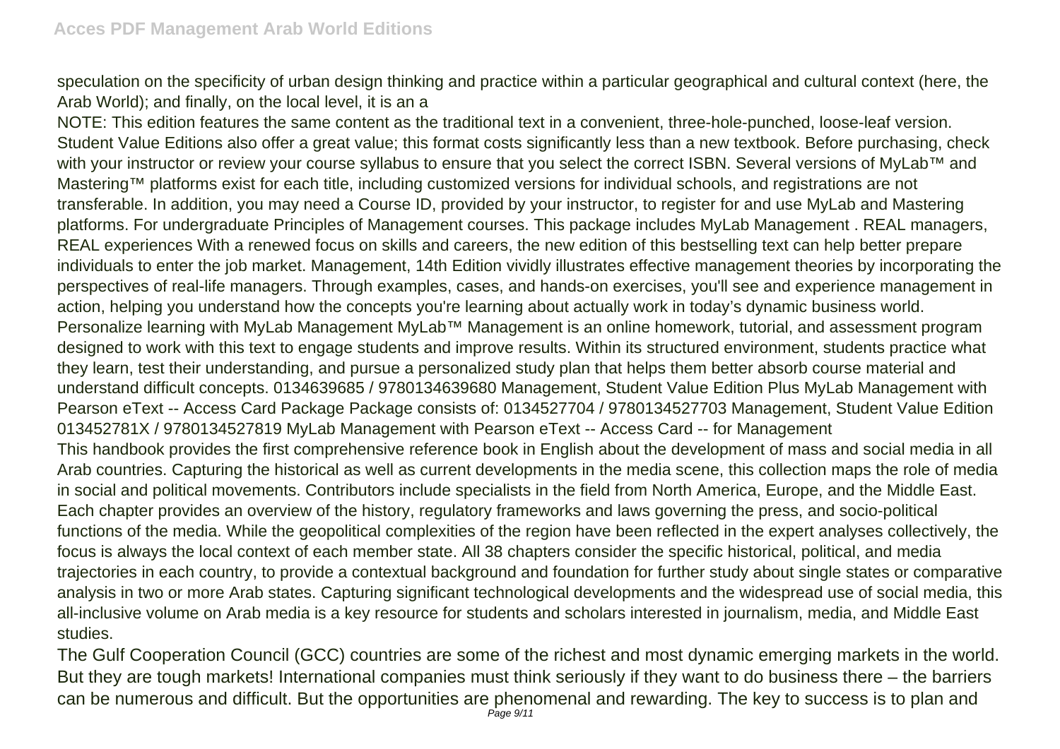speculation on the specificity of urban design thinking and practice within a particular geographical and cultural context (here, the Arab World); and finally, on the local level, it is an a

NOTE: This edition features the same content as the traditional text in a convenient, three-hole-punched, loose-leaf version. Student Value Editions also offer a great value; this format costs significantly less than a new textbook. Before purchasing, check with your instructor or review your course syllabus to ensure that you select the correct ISBN. Several versions of MyLab™ and Mastering™ platforms exist for each title, including customized versions for individual schools, and registrations are not transferable. In addition, you may need a Course ID, provided by your instructor, to register for and use MyLab and Mastering platforms. For undergraduate Principles of Management courses. This package includes MyLab Management . REAL managers, REAL experiences With a renewed focus on skills and careers, the new edition of this bestselling text can help better prepare individuals to enter the job market. Management, 14th Edition vividly illustrates effective management theories by incorporating the perspectives of real-life managers. Through examples, cases, and hands-on exercises, you'll see and experience management in action, helping you understand how the concepts you're learning about actually work in today's dynamic business world. Personalize learning with MyLab Management MyLab™ Management is an online homework, tutorial, and assessment program designed to work with this text to engage students and improve results. Within its structured environment, students practice what they learn, test their understanding, and pursue a personalized study plan that helps them better absorb course material and understand difficult concepts. 0134639685 / 9780134639680 Management, Student Value Edition Plus MyLab Management with Pearson eText -- Access Card Package Package consists of: 0134527704 / 9780134527703 Management, Student Value Edition 013452781X / 9780134527819 MyLab Management with Pearson eText -- Access Card -- for Management

This handbook provides the first comprehensive reference book in English about the development of mass and social media in all Arab countries. Capturing the historical as well as current developments in the media scene, this collection maps the role of media in social and political movements. Contributors include specialists in the field from North America, Europe, and the Middle East. Each chapter provides an overview of the history, regulatory frameworks and laws governing the press, and socio-political functions of the media. While the geopolitical complexities of the region have been reflected in the expert analyses collectively, the focus is always the local context of each member state. All 38 chapters consider the specific historical, political, and media trajectories in each country, to provide a contextual background and foundation for further study about single states or comparative analysis in two or more Arab states. Capturing significant technological developments and the widespread use of social media, this all-inclusive volume on Arab media is a key resource for students and scholars interested in journalism, media, and Middle East studies.

The Gulf Cooperation Council (GCC) countries are some of the richest and most dynamic emerging markets in the world. But they are tough markets! International companies must think seriously if they want to do business there – the barriers can be numerous and difficult. But the opportunities are phenomenal and rewarding. The key to success is to plan and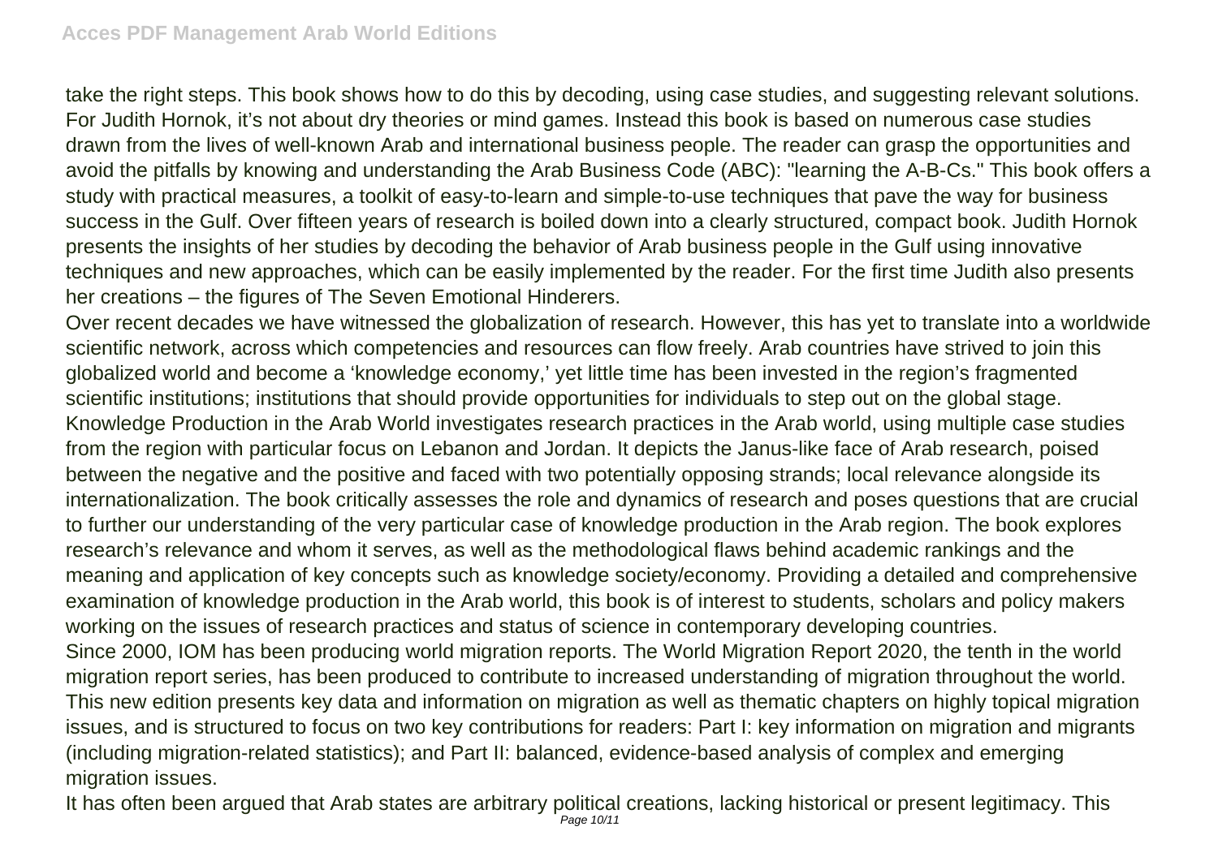take the right steps. This book shows how to do this by decoding, using case studies, and suggesting relevant solutions. For Judith Hornok, it's not about dry theories or mind games. Instead this book is based on numerous case studies drawn from the lives of well-known Arab and international business people. The reader can grasp the opportunities and avoid the pitfalls by knowing and understanding the Arab Business Code (ABC): "learning the A-B-Cs." This book offers a study with practical measures, a toolkit of easy-to-learn and simple-to-use techniques that pave the way for business success in the Gulf. Over fifteen years of research is boiled down into a clearly structured, compact book. Judith Hornok presents the insights of her studies by decoding the behavior of Arab business people in the Gulf using innovative techniques and new approaches, which can be easily implemented by the reader. For the first time Judith also presents her creations – the figures of The Seven Emotional Hinderers.

Over recent decades we have witnessed the globalization of research. However, this has yet to translate into a worldwide scientific network, across which competencies and resources can flow freely. Arab countries have strived to join this globalized world and become a 'knowledge economy,' yet little time has been invested in the region's fragmented scientific institutions; institutions that should provide opportunities for individuals to step out on the global stage. Knowledge Production in the Arab World investigates research practices in the Arab world, using multiple case studies from the region with particular focus on Lebanon and Jordan. It depicts the Janus-like face of Arab research, poised between the negative and the positive and faced with two potentially opposing strands; local relevance alongside its internationalization. The book critically assesses the role and dynamics of research and poses questions that are crucial to further our understanding of the very particular case of knowledge production in the Arab region. The book explores research's relevance and whom it serves, as well as the methodological flaws behind academic rankings and the meaning and application of key concepts such as knowledge society/economy. Providing a detailed and comprehensive examination of knowledge production in the Arab world, this book is of interest to students, scholars and policy makers working on the issues of research practices and status of science in contemporary developing countries.

Since 2000, IOM has been producing world migration reports. The World Migration Report 2020, the tenth in the world migration report series, has been produced to contribute to increased understanding of migration throughout the world. This new edition presents key data and information on migration as well as thematic chapters on highly topical migration issues, and is structured to focus on two key contributions for readers: Part I: key information on migration and migrants (including migration-related statistics); and Part II: balanced, evidence-based analysis of complex and emerging migration issues.

It has often been argued that Arab states are arbitrary political creations, lacking historical or present legitimacy. This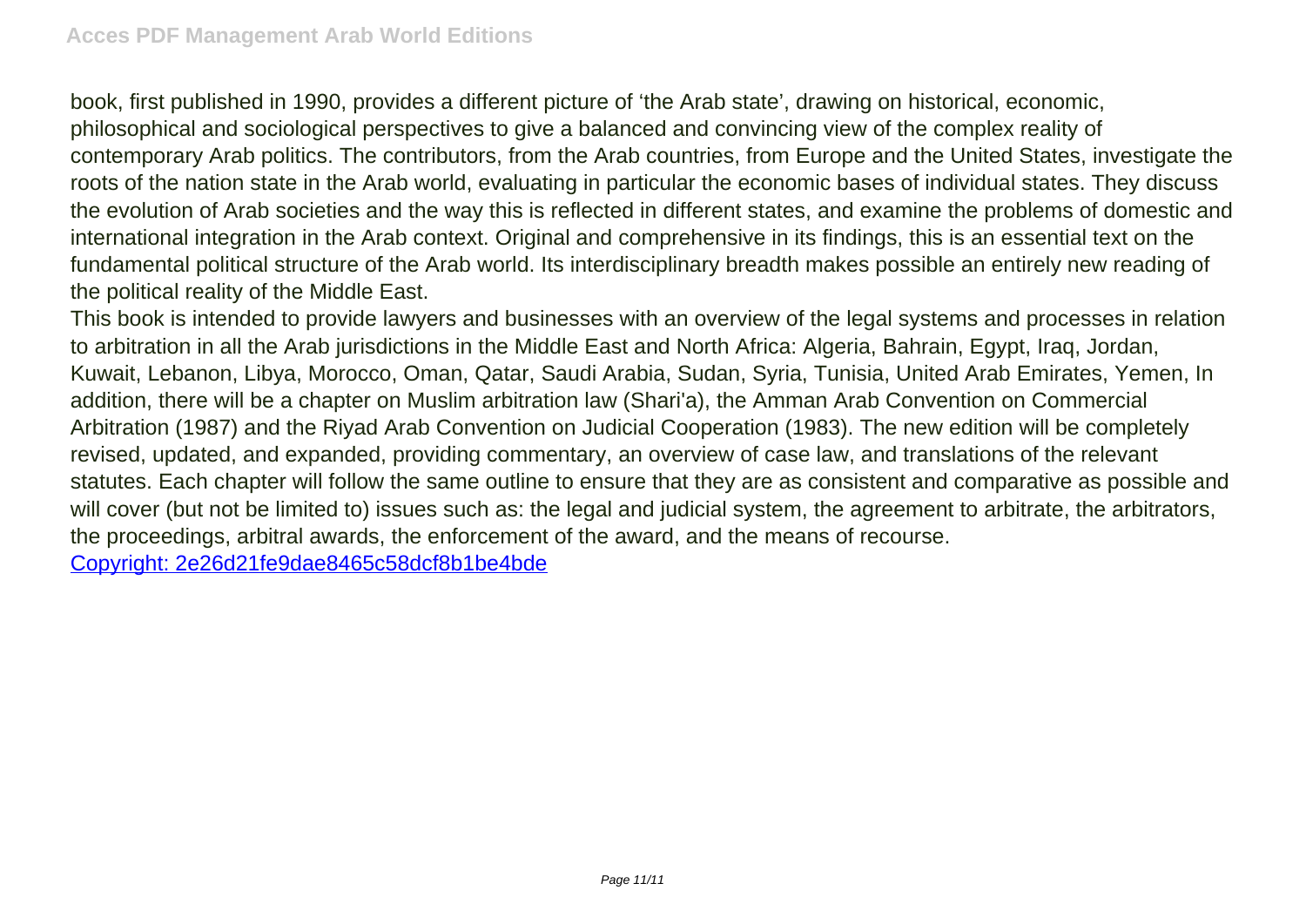book, first published in 1990, provides a different picture of 'the Arab state', drawing on historical, economic, philosophical and sociological perspectives to give a balanced and convincing view of the complex reality of contemporary Arab politics. The contributors, from the Arab countries, from Europe and the United States, investigate the roots of the nation state in the Arab world, evaluating in particular the economic bases of individual states. They discuss the evolution of Arab societies and the way this is reflected in different states, and examine the problems of domestic and international integration in the Arab context. Original and comprehensive in its findings, this is an essential text on the fundamental political structure of the Arab world. Its interdisciplinary breadth makes possible an entirely new reading of the political reality of the Middle East.

This book is intended to provide lawyers and businesses with an overview of the legal systems and processes in relation to arbitration in all the Arab jurisdictions in the Middle East and North Africa: Algeria, Bahrain, Egypt, Iraq, Jordan, Kuwait, Lebanon, Libya, Morocco, Oman, Qatar, Saudi Arabia, Sudan, Syria, Tunisia, United Arab Emirates, Yemen, In addition, there will be a chapter on Muslim arbitration law (Shari'a), the Amman Arab Convention on Commercial Arbitration (1987) and the Riyad Arab Convention on Judicial Cooperation (1983). The new edition will be completely revised, updated, and expanded, providing commentary, an overview of case law, and translations of the relevant statutes. Each chapter will follow the same outline to ensure that they are as consistent and comparative as possible and will cover (but not be limited to) issues such as: the legal and judicial system, the agreement to arbitrate, the arbitrators, the proceedings, arbitral awards, the enforcement of the award, and the means of recourse.

Copyright: 2e26d21fe9dae8465c58dcf8b1be4bde